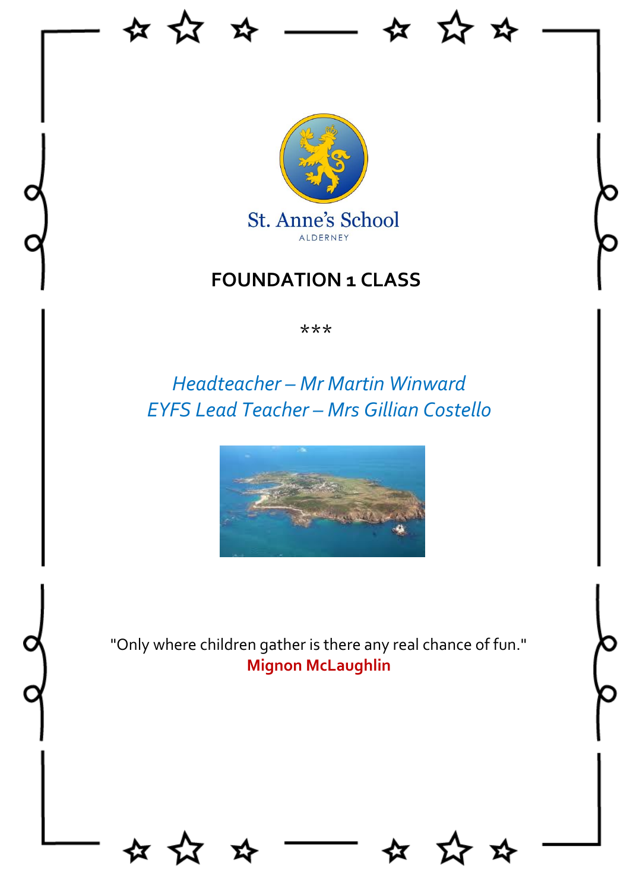St. Anne's School

ALDERNEY

# FOUNDATION 1 CLASS

***

*Headteacher – Mr Martin Winward*
*EYFS Lead Teacher – Mrs Gillian Costello*

"Only where children gather is there any real chance of fun."
**Mignon McLaughlin**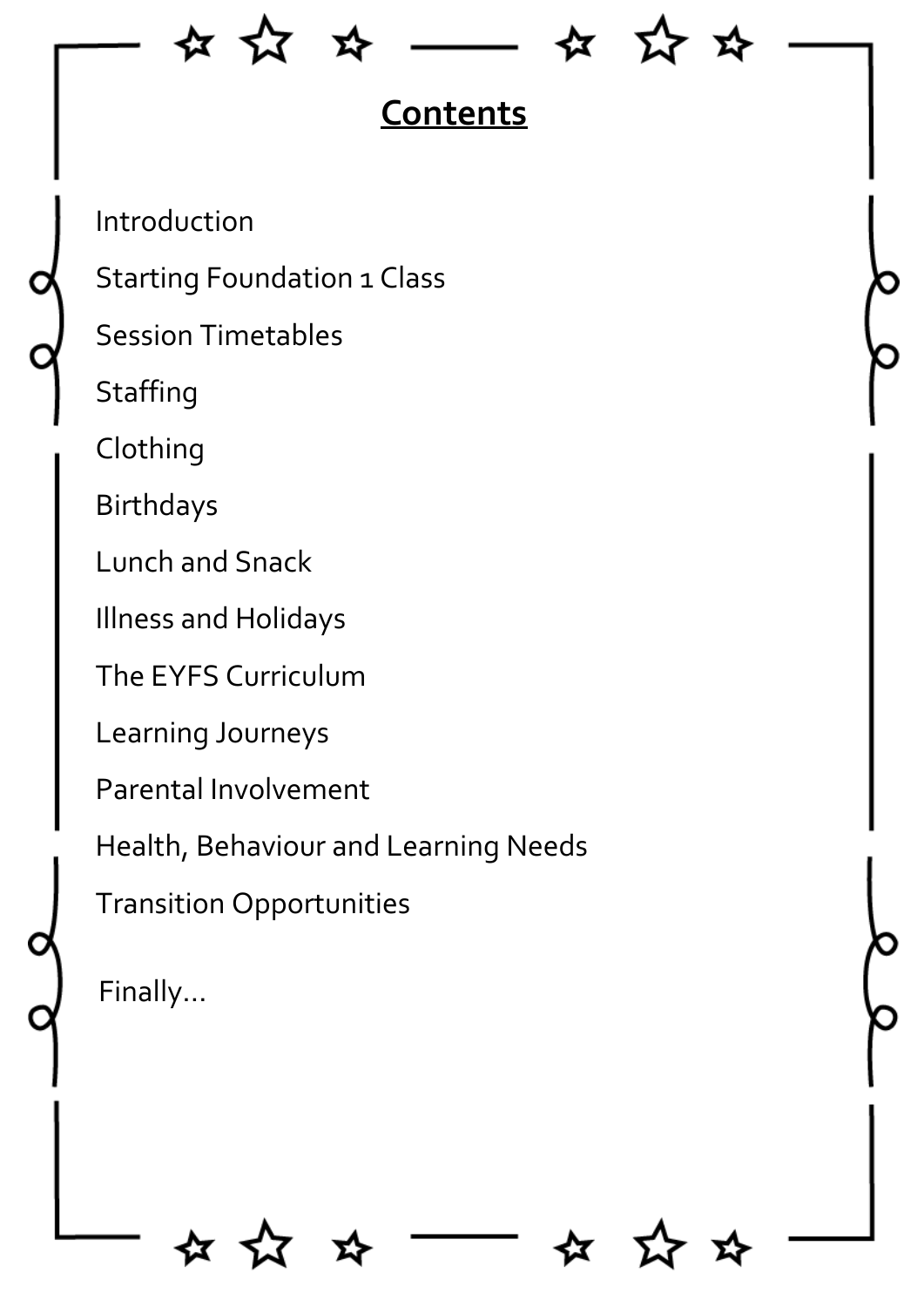## Contents

Introduction

Starting Foundation 1 Class

Session Timetables

Staffing

Clothing

Birthdays

Lunch and Snack

Illness and Holidays

The EYFS Curriculum

Learning Journeys

Parental Involvement

Health, Behaviour and Learning Needs

Transition Opportunities

Finally…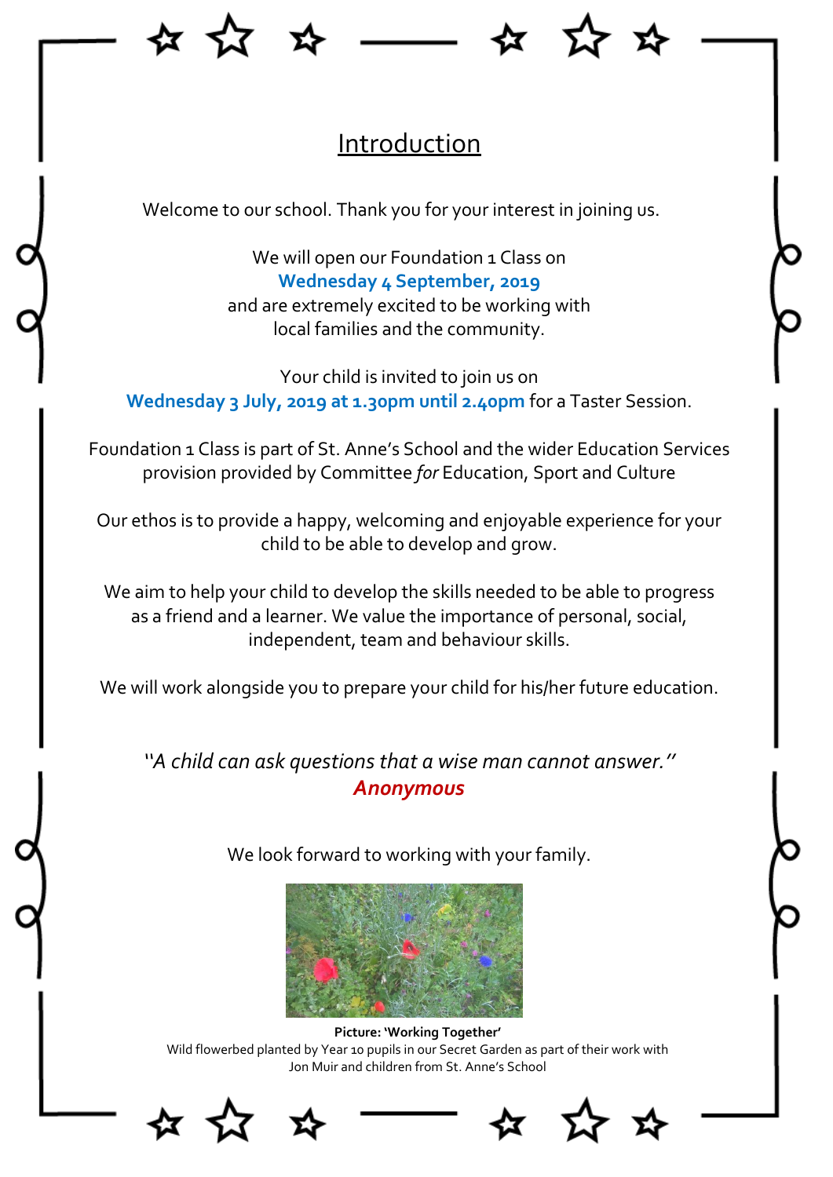# Introduction

Welcome to our school. Thank you for your interest in joining us.

We will open our Foundation 1 Class on
**Wednesday 4 September, 2019**
and are extremely excited to be working with
local families and the community.

Your child is invited to join us on
**Wednesday 3 July, 2019 at 1.30pm until 2.40pm** for a Taster Session.

Foundation 1 Class is part of St. Anne's School and the wider Education Services provision provided by Committee *for* Education, Sport and Culture

Our ethos is to provide a happy, welcoming and enjoyable experience for your child to be able to develop and grow.

We aim to help your child to develop the skills needed to be able to progress as a friend and a learner. We value the importance of personal, social, independent, team and behaviour skills.

We will work alongside you to prepare your child for his/her future education.

*"A child can ask questions that a wise man cannot answer."*
***Anonymous***

We look forward to working with your family.

**Picture: 'Working Together'**
Wild flowerbed planted by Year 10 pupils in our Secret Garden as part of their work with Jon Muir and children from St. Anne's School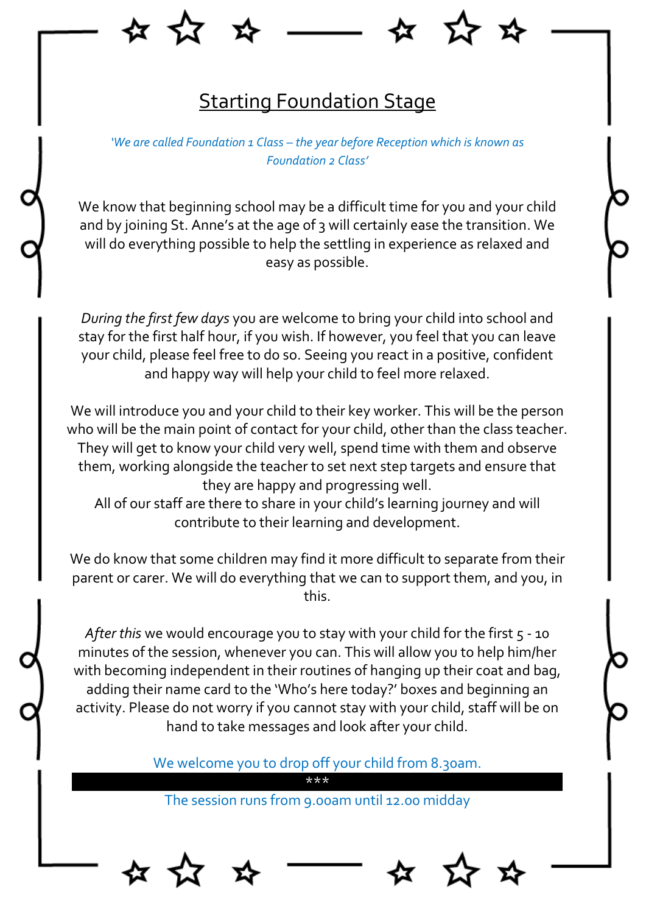# Starting Foundation Stage

*'We are called Foundation 1 Class – the year before Reception which is known as Foundation 2 Class'*

We know that beginning school may be a difficult time for you and your child and by joining St. Anne's at the age of 3 will certainly ease the transition. We will do everything possible to help the settling in experience as relaxed and easy as possible.

*During the first few days* you are welcome to bring your child into school and stay for the first half hour, if you wish. If however, you feel that you can leave your child, please feel free to do so. Seeing you react in a positive, confident and happy way will help your child to feel more relaxed.

We will introduce you and your child to their key worker. This will be the person who will be the main point of contact for your child, other than the class teacher. They will get to know your child very well, spend time with them and observe them, working alongside the teacher to set next step targets and ensure that they are happy and progressing well.
All of our staff are there to share in your child's learning journey and will contribute to their learning and development.

We do know that some children may find it more difficult to separate from their parent or carer. We will do everything that we can to support them, and you, in this.

*After this* we would encourage you to stay with your child for the first 5 - 10 minutes of the session, whenever you can. This will allow you to help him/her with becoming independent in their routines of hanging up their coat and bag, adding their name card to the 'Who's here today?' boxes and beginning an activity. Please do not worry if you cannot stay with your child, staff will be on hand to take messages and look after your child.

We welcome you to drop off your child from 8.30am.

***

The session runs from 9.00am until 12.00 midday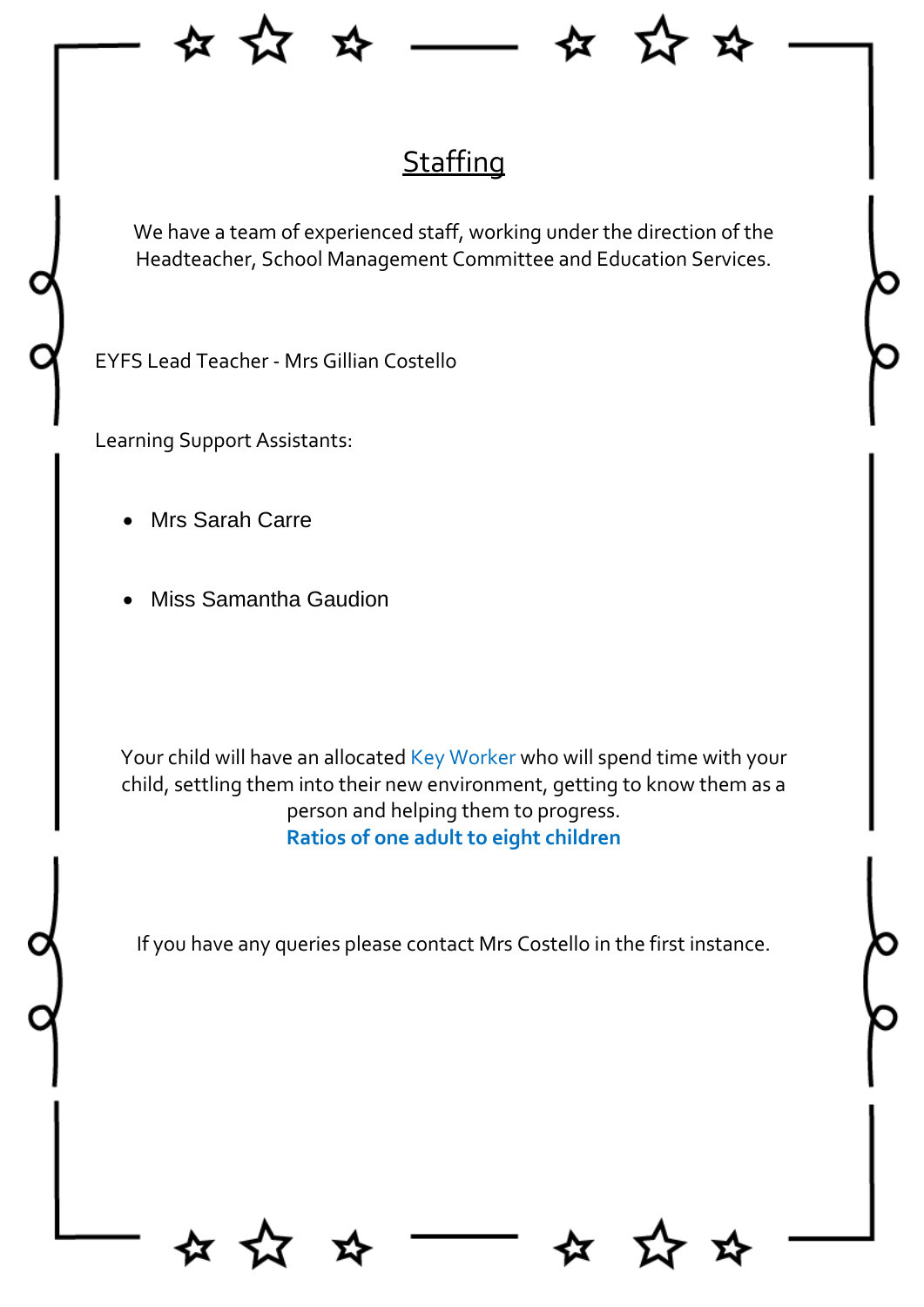# Staffing

We have a team of experienced staff, working under the direction of the Headteacher, School Management Committee and Education Services.

EYFS Lead Teacher - Mrs Gillian Costello

Learning Support Assistants:

- Mrs Sarah Carre
- Miss Samantha Gaudion

Your child will have an allocated Key Worker who will spend time with your child, settling them into their new environment, getting to know them as a person and helping them to progress.

**Ratios of one adult to eight children**

If you have any queries please contact Mrs Costello in the first instance.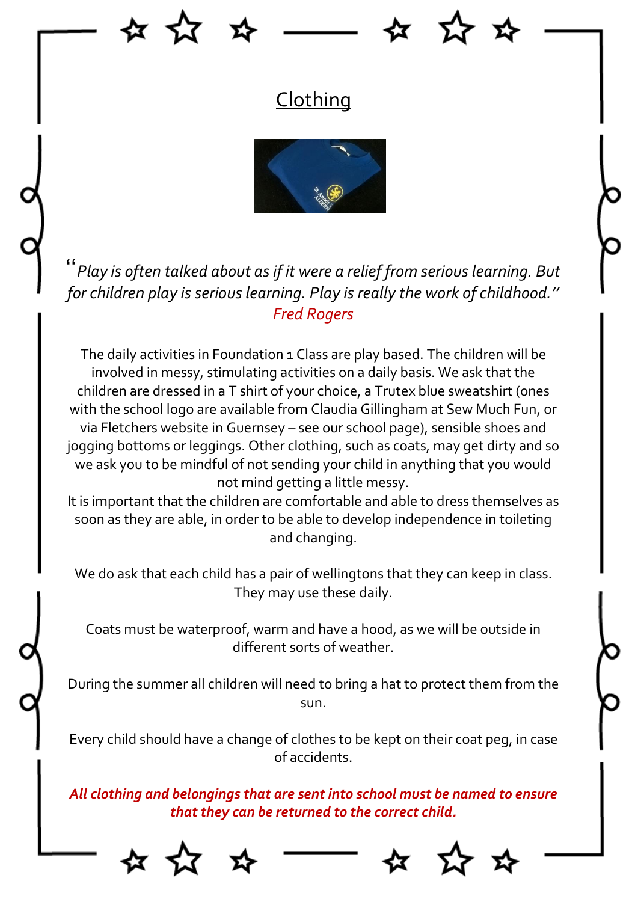# Clothing

*"Play is often talked about as if it were a relief from serious learning. But for children play is serious learning. Play is really the work of childhood."*
*Fred Rogers*

The daily activities in Foundation 1 Class are play based. The children will be involved in messy, stimulating activities on a daily basis. We ask that the children are dressed in a T shirt of your choice, a Trutex blue sweatshirt (ones with the school logo are available from Claudia Gillingham at Sew Much Fun, or via Fletchers website in Guernsey – see our school page), sensible shoes and jogging bottoms or leggings. Other clothing, such as coats, may get dirty and so we ask you to be mindful of not sending your child in anything that you would not mind getting a little messy.
It is important that the children are comfortable and able to dress themselves as soon as they are able, in order to be able to develop independence in toileting and changing.

We do ask that each child has a pair of wellingtons that they can keep in class. They may use these daily.

Coats must be waterproof, warm and have a hood, as we will be outside in different sorts of weather.

During the summer all children will need to bring a hat to protect them from the sun.

Every child should have a change of clothes to be kept on their coat peg, in case of accidents.

***All clothing and belongings that are sent into school must be named to ensure that they can be returned to the correct child.***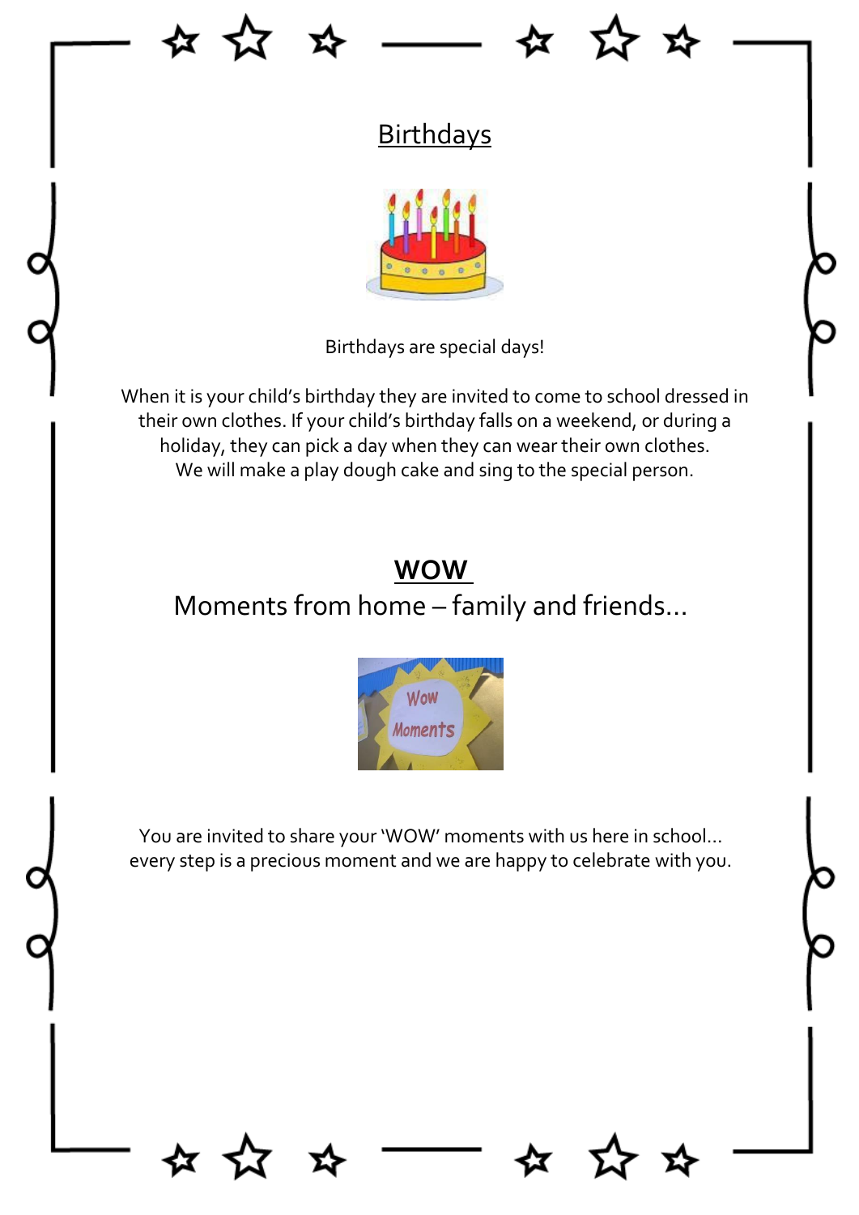## Birthdays

Birthdays are special days!

When it is your child's birthday they are invited to come to school dressed in their own clothes. If your child's birthday falls on a weekend, or during a holiday, they can pick a day when they can wear their own clothes. We will make a play dough cake and sing to the special person.

## WOW

### Moments from home – family and friends...

You are invited to share your 'WOW' moments with us here in school... every step is a precious moment and we are happy to celebrate with you.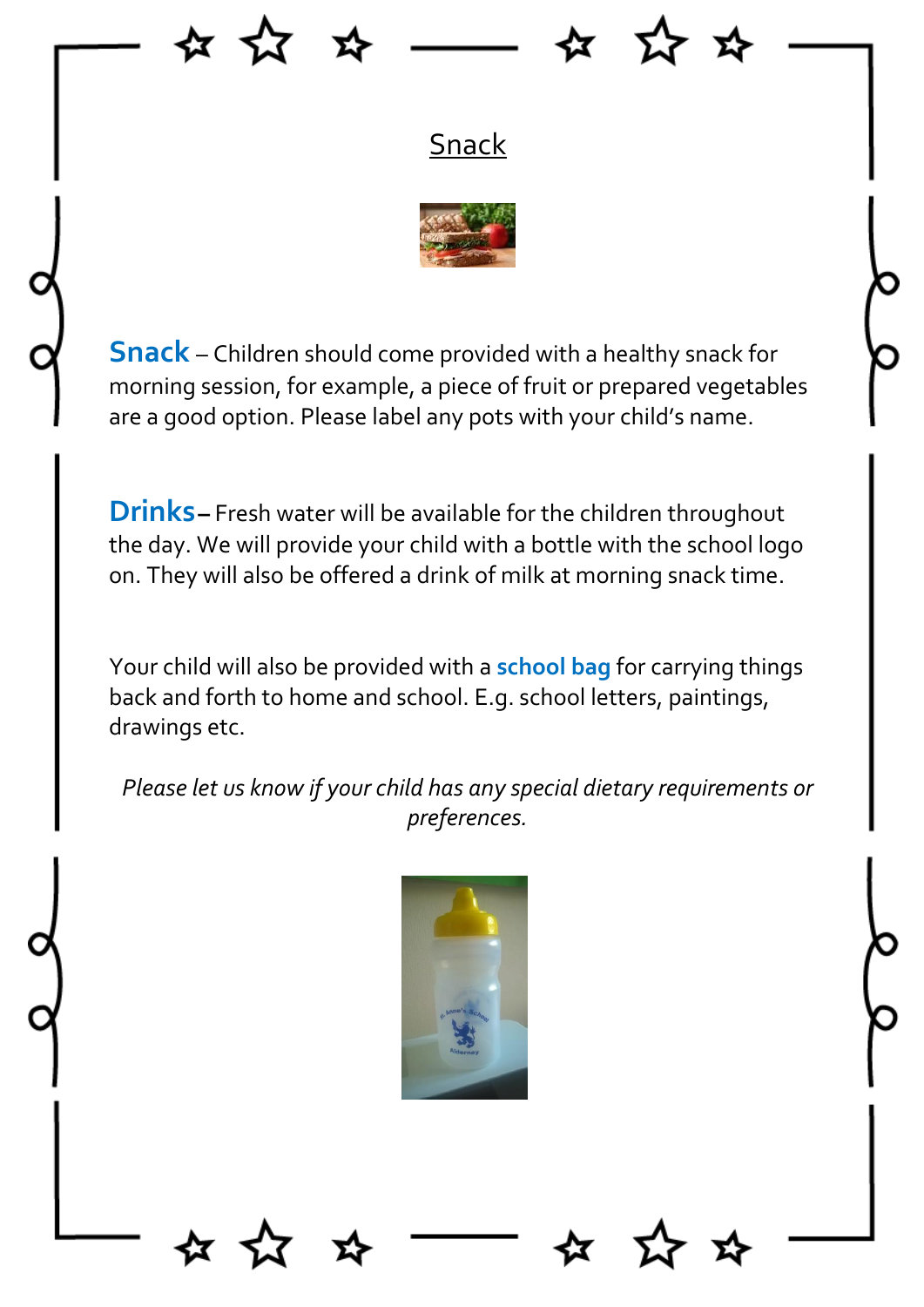# Snack

**Snack** – Children should come provided with a healthy snack for morning session, for example, a piece of fruit or prepared vegetables are a good option. Please label any pots with your child's name.

**Drinks** – Fresh water will be available for the children throughout the day. We will provide your child with a bottle with the school logo on. They will also be offered a drink of milk at morning snack time.

Your child will also be provided with a **school bag** for carrying things back and forth to home and school. E.g. school letters, paintings, drawings etc.

*Please let us know if your child has any special dietary requirements or preferences.*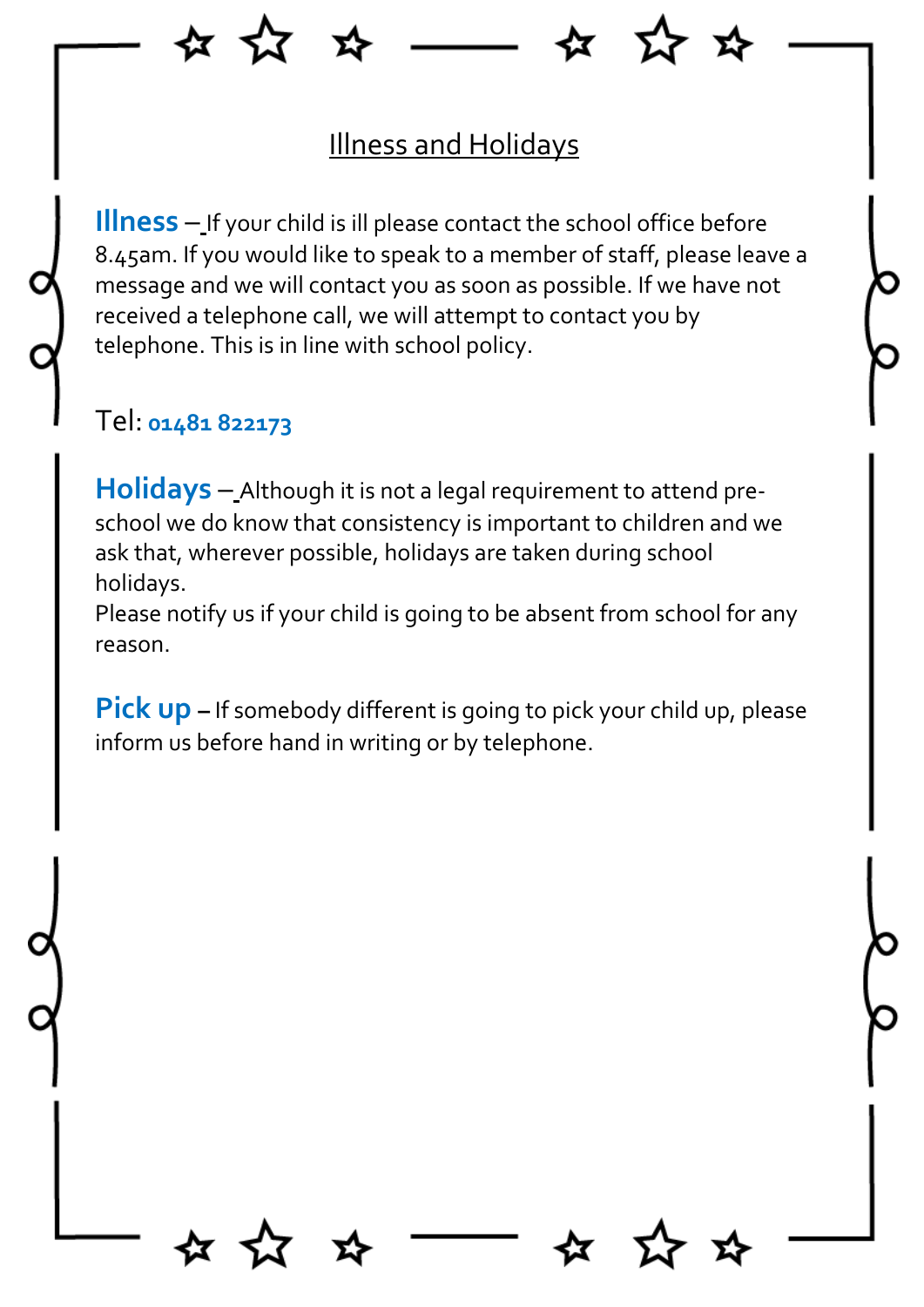# Illness and Holidays

**Illness** – If your child is ill please contact the school office before 8.45am. If you would like to speak to a member of staff, please leave a message and we will contact you as soon as possible. If we have not received a telephone call, we will attempt to contact you by telephone. This is in line with school policy.

Tel: **01481 822173**

**Holidays** – Although it is not a legal requirement to attend pre-school we do know that consistency is important to children and we ask that, wherever possible, holidays are taken during school holidays.
Please notify us if your child is going to be absent from school for any reason.

**Pick up** – If somebody different is going to pick your child up, please inform us before hand in writing or by telephone.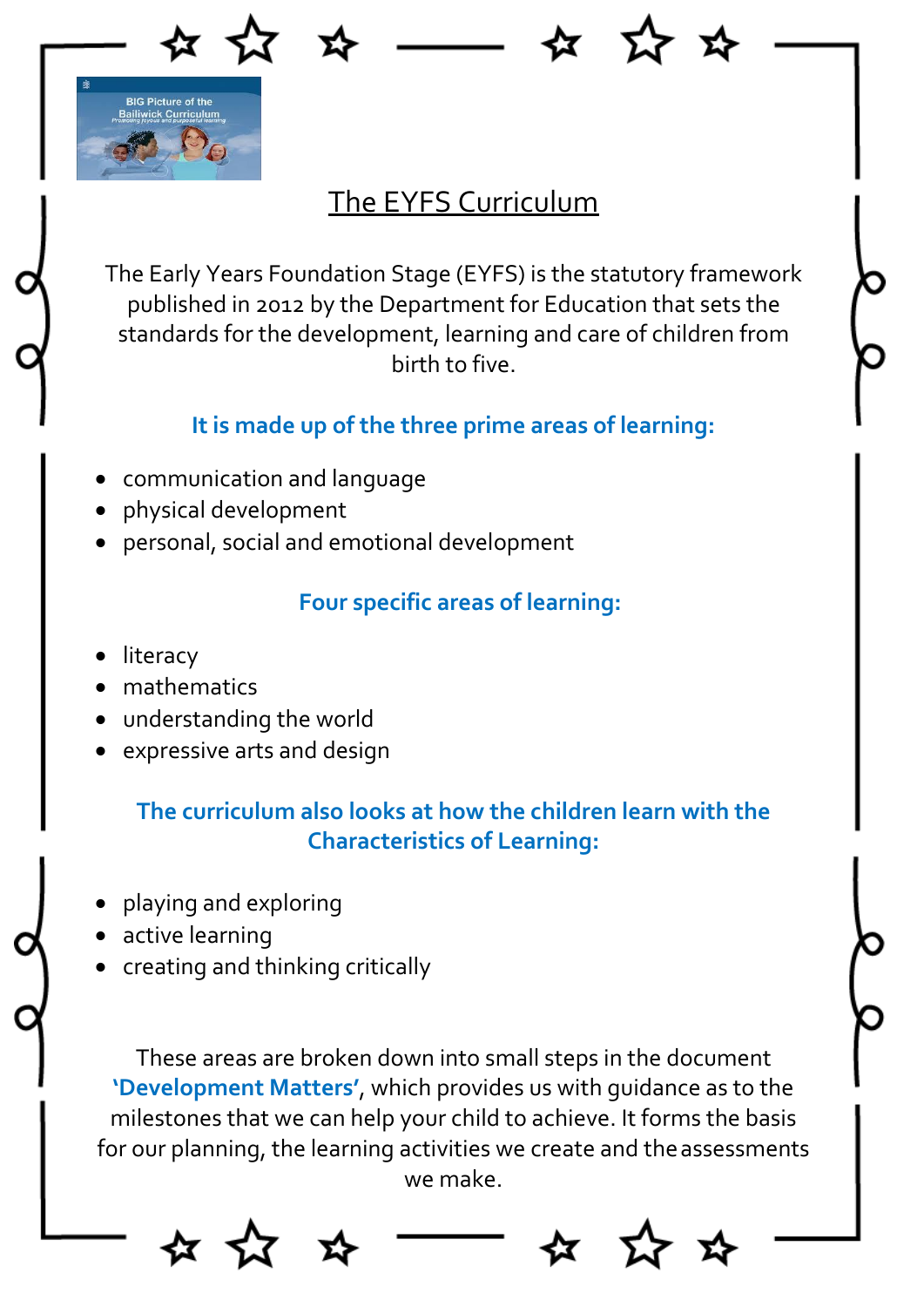# The EYFS Curriculum

The Early Years Foundation Stage (EYFS) is the statutory framework published in 2012 by the Department for Education that sets the standards for the development, learning and care of children from birth to five.

**It is made up of the three prime areas of learning:**

- communication and language
- physical development
- personal, social and emotional development

**Four specific areas of learning:**

- literacy
- mathematics
- understanding the world
- expressive arts and design

**The curriculum also looks at how the children learn with the Characteristics of Learning:**

- playing and exploring
- active learning
- creating and thinking critically

These areas are broken down into small steps in the document **'Development Matters'**, which provides us with guidance as to the milestones that we can help your child to achieve. It forms the basis for our planning, the learning activities we create and the assessments we make.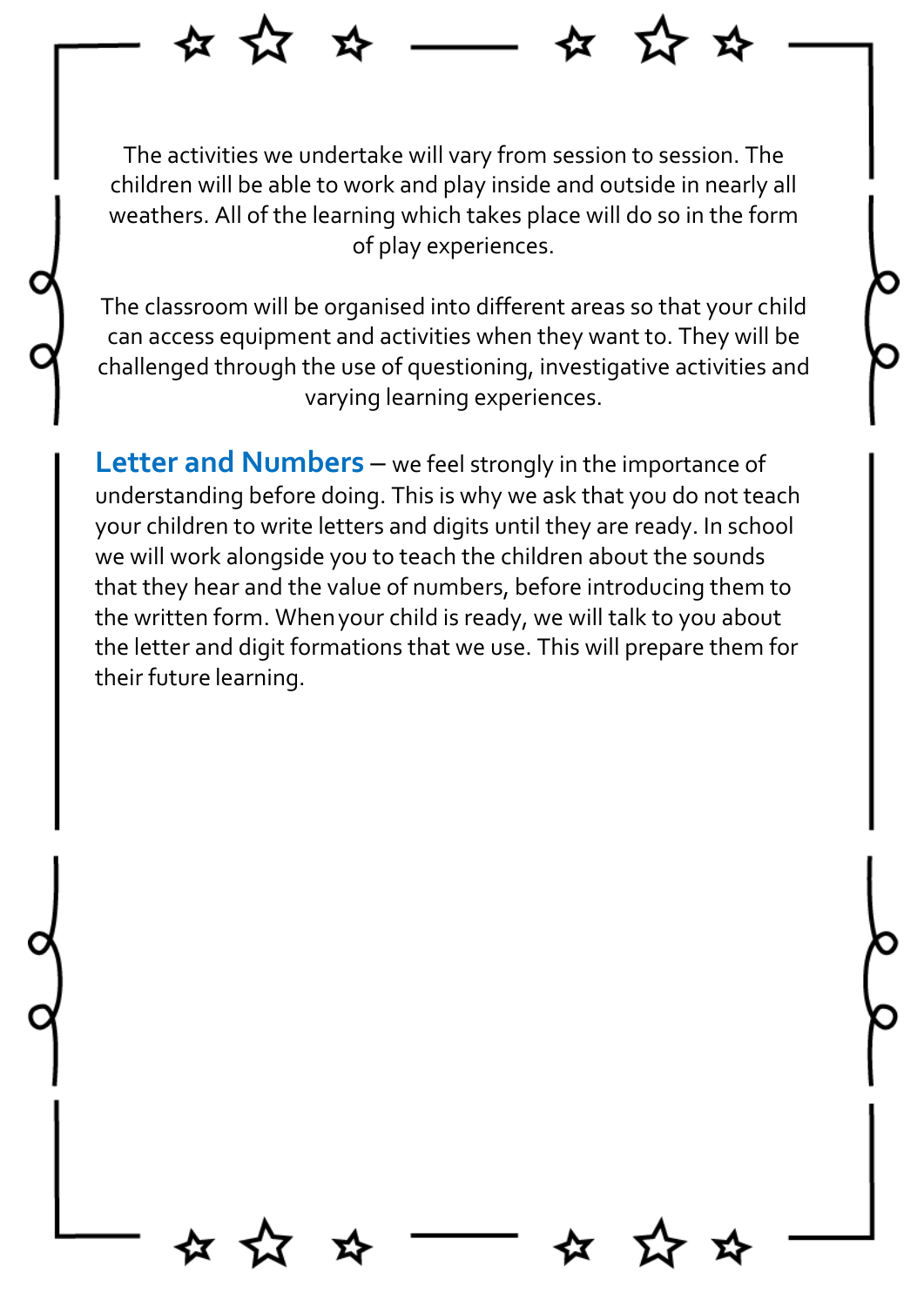The activities we undertake will vary from session to session. The children will be able to work and play inside and outside in nearly all weathers. All of the learning which takes place will do so in the form of play experiences.

The classroom will be organised into different areas so that your child can access equipment and activities when they want to. They will be challenged through the use of questioning, investigative activities and varying learning experiences.

**Letter and Numbers** – we feel strongly in the importance of understanding before doing. This is why we ask that you do not teach your children to write letters and digits until they are ready. In school we will work alongside you to teach the children about the sounds that they hear and the value of numbers, before introducing them to the written form. When your child is ready, we will talk to you about the letter and digit formations that we use. This will prepare them for their future learning.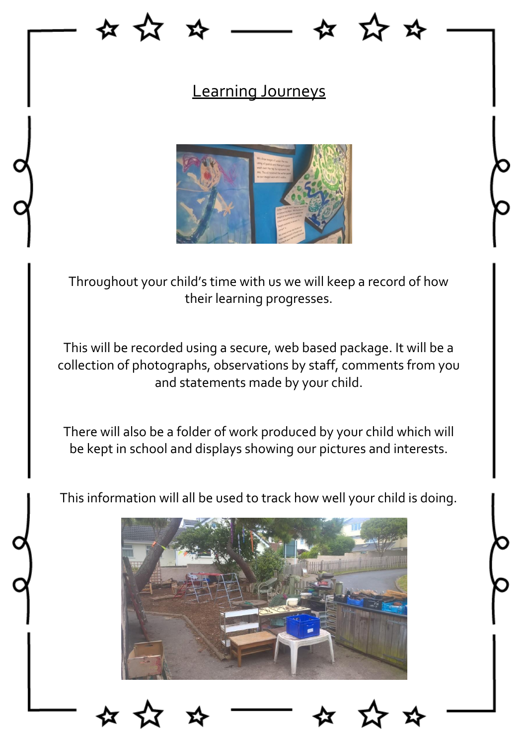## Learning Journeys

Throughout your child's time with us we will keep a record of how their learning progresses.

This will be recorded using a secure, web based package. It will be a collection of photographs, observations by staff, comments from you and statements made by your child.

There will also be a folder of work produced by your child which will be kept in school and displays showing our pictures and interests.

This information will all be used to track how well your child is doing.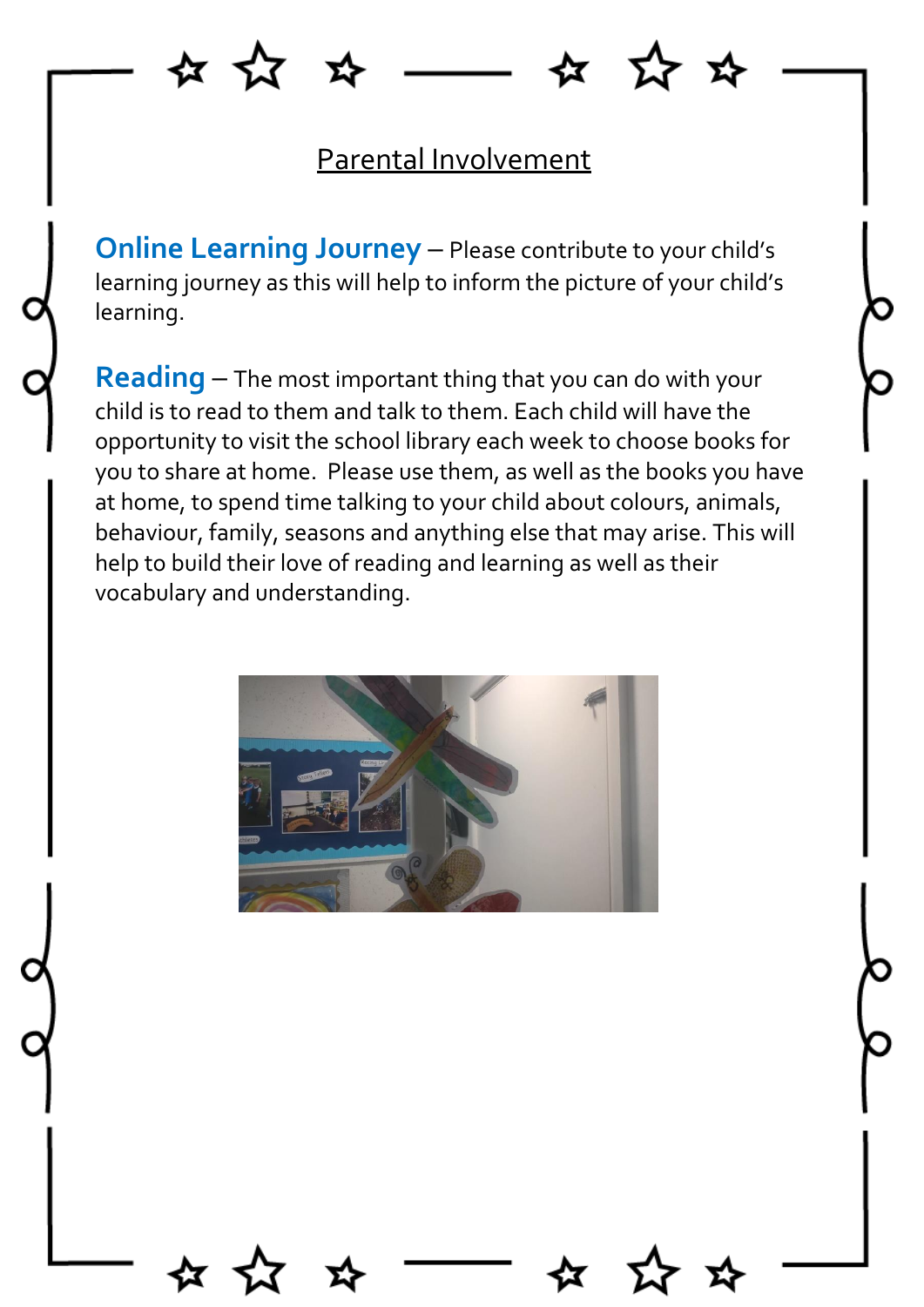# Parental Involvement

**Online Learning Journey** – Please contribute to your child's learning journey as this will help to inform the picture of your child's learning.

**Reading** – The most important thing that you can do with your child is to read to them and talk to them. Each child will have the opportunity to visit the school library each week to choose books for you to share at home. Please use them, as well as the books you have at home, to spend time talking to your child about colours, animals, behaviour, family, seasons and anything else that may arise. This will help to build their love of reading and learning as well as their vocabulary and understanding.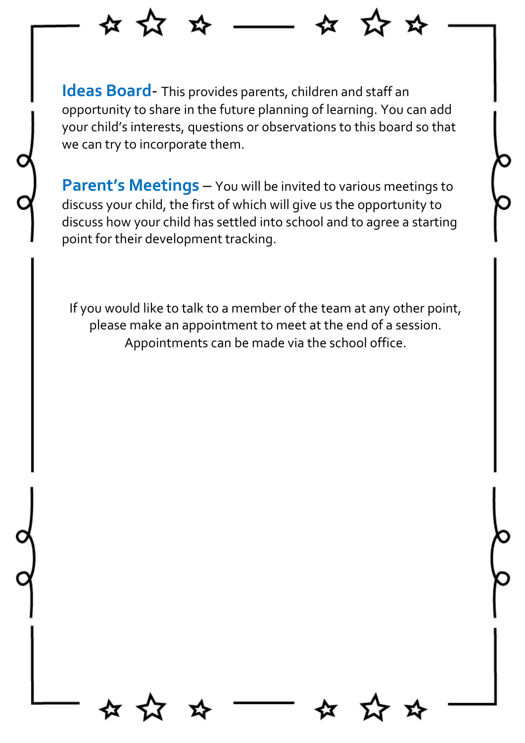**Ideas Board**- This provides parents, children and staff an opportunity to share in the future planning of learning. You can add your child's interests, questions or observations to this board so that we can try to incorporate them.

**Parent's Meetings** – You will be invited to various meetings to discuss your child, the first of which will give us the opportunity to discuss how your child has settled into school and to agree a starting point for their development tracking.

If you would like to talk to a member of the team at any other point, please make an appointment to meet at the end of a session. Appointments can be made via the school office.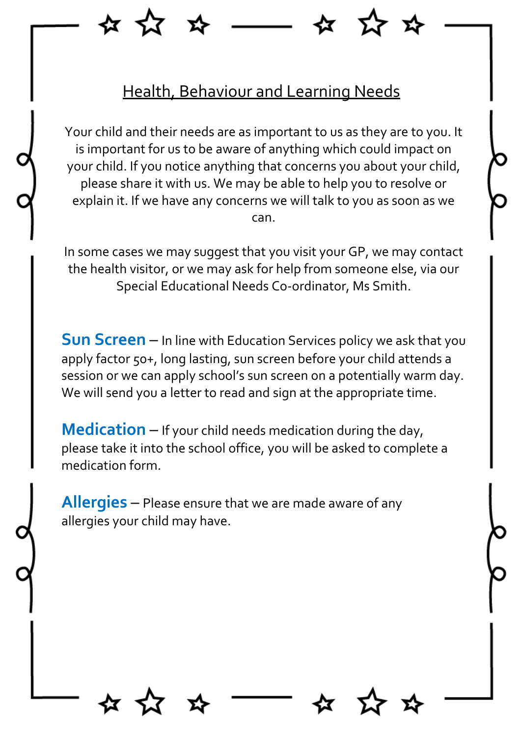## Health, Behaviour and Learning Needs

Your child and their needs are as important to us as they are to you. It is important for us to be aware of anything which could impact on your child. If you notice anything that concerns you about your child, please share it with us. We may be able to help you to resolve or explain it. If we have any concerns we will talk to you as soon as we can.

In some cases we may suggest that you visit your GP, we may contact the health visitor, or we may ask for help from someone else, via our Special Educational Needs Co-ordinator, Ms Smith.

**Sun Screen** – In line with Education Services policy we ask that you apply factor 50+, long lasting, sun screen before your child attends a session or we can apply school's sun screen on a potentially warm day. We will send you a letter to read and sign at the appropriate time.

**Medication** – If your child needs medication during the day, please take it into the school office, you will be asked to complete a medication form.

**Allergies** – Please ensure that we are made aware of any allergies your child may have.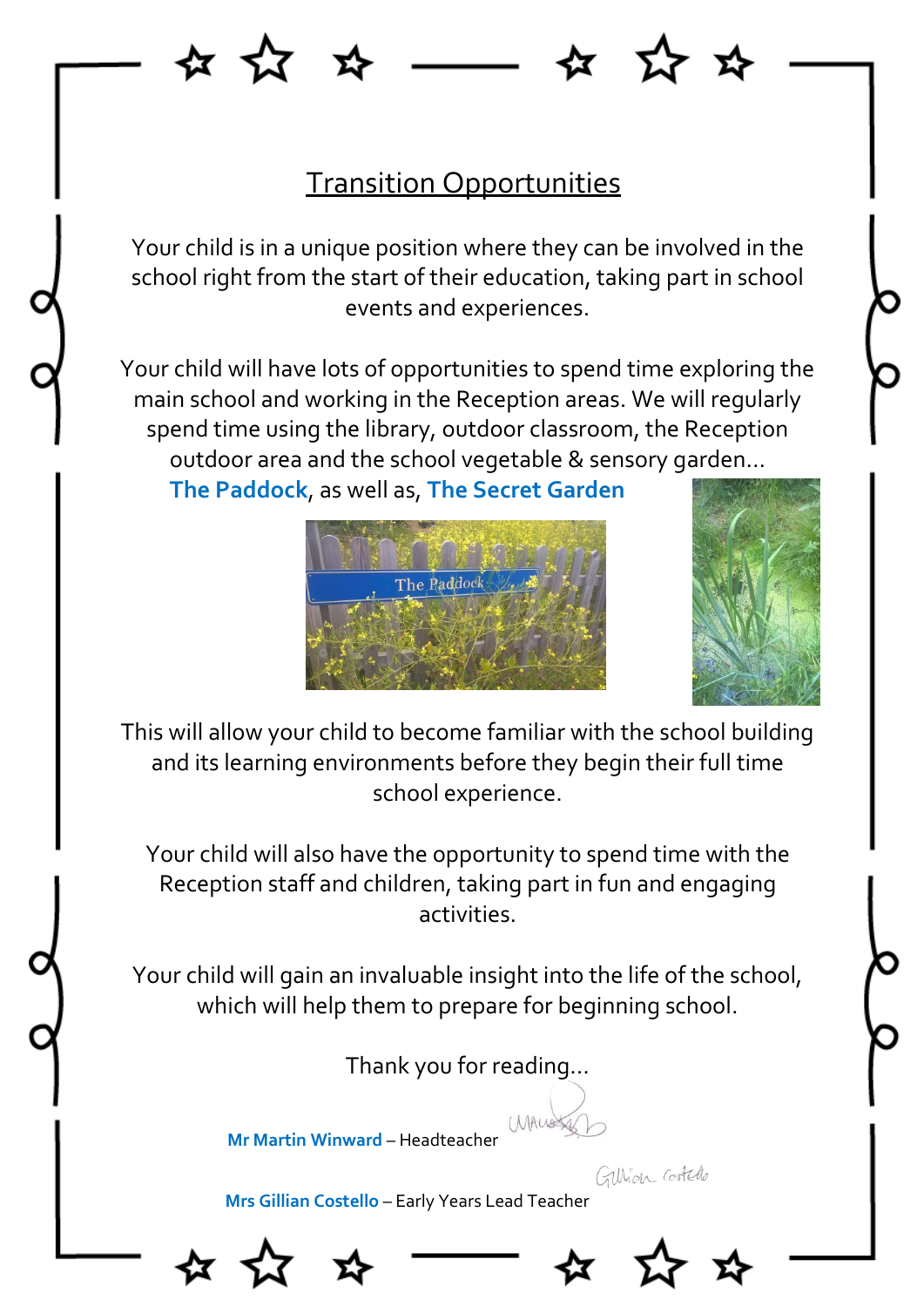## Transition Opportunities

Your child is in a unique position where they can be involved in the school right from the start of their education, taking part in school events and experiences.

Your child will have lots of opportunities to spend time exploring the main school and working in the Reception areas. We will regularly spend time using the library, outdoor classroom, the Reception outdoor area and the school vegetable & sensory garden...

**The Paddock**, as well as, **The Secret Garden**

This will allow your child to become familiar with the school building and its learning environments before they begin their full time school experience.

Your child will also have the opportunity to spend time with the Reception staff and children, taking part in fun and engaging activities.

Your child will gain an invaluable insight into the life of the school, which will help them to prepare for beginning school.

Thank you for reading...

**Mr Martin Winward** – Headteacher

**Mrs Gillian Costello** – Early Years Lead Teacher